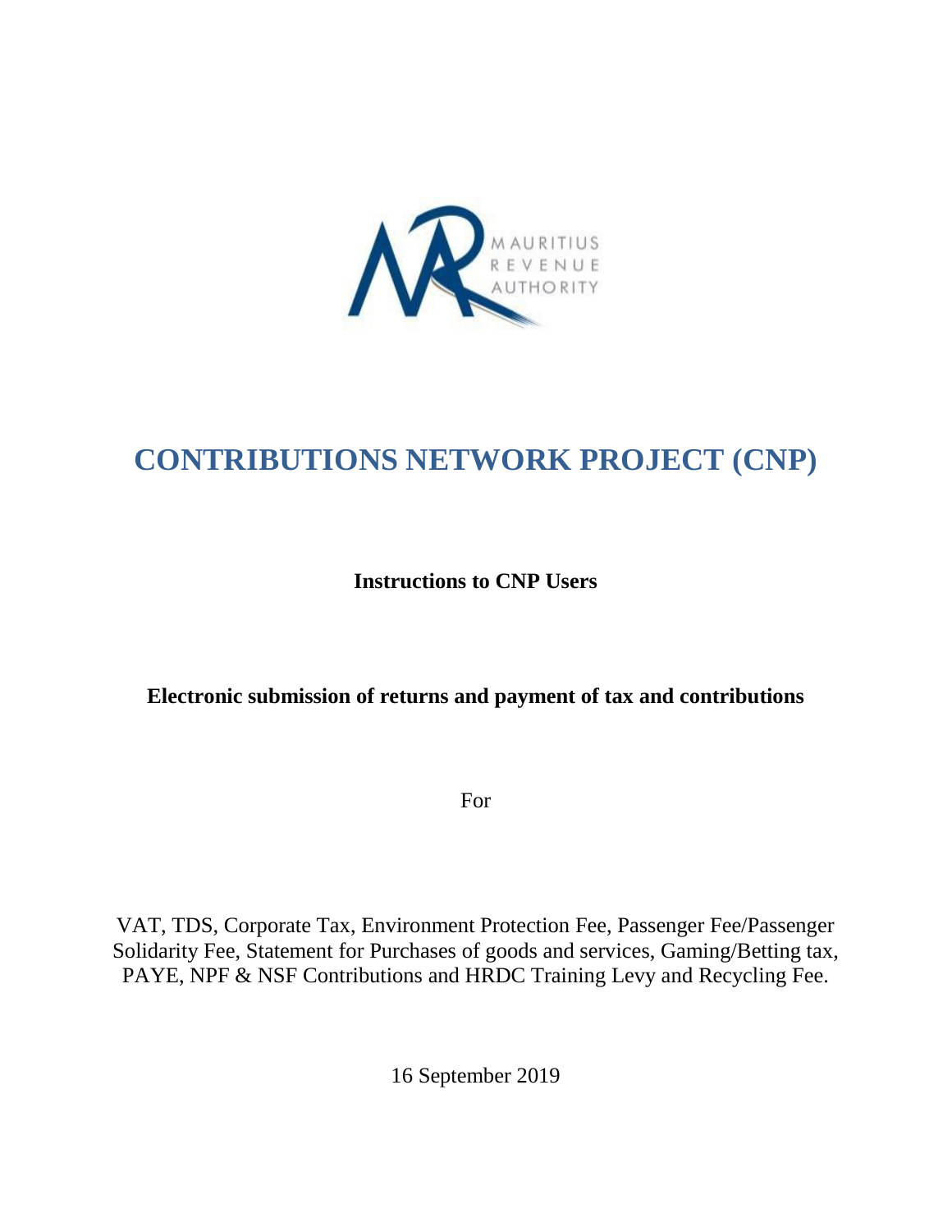# CONTRIBUTIONS NETWORK PROJECT (CNP)

**Instructions to CNP Users**

**Electronic submission of returns and payment of tax and contributions**

For

VAT, TDS, Corporate Tax, Environment Protection Fee, Passenger Fee/Passenger Solidarity Fee, Statement for Purchases of goods and services, Gaming/Betting tax, PAYE, NPF & NSF Contributions and HRDC Training Levy and Recycling Fee.

16 September 2019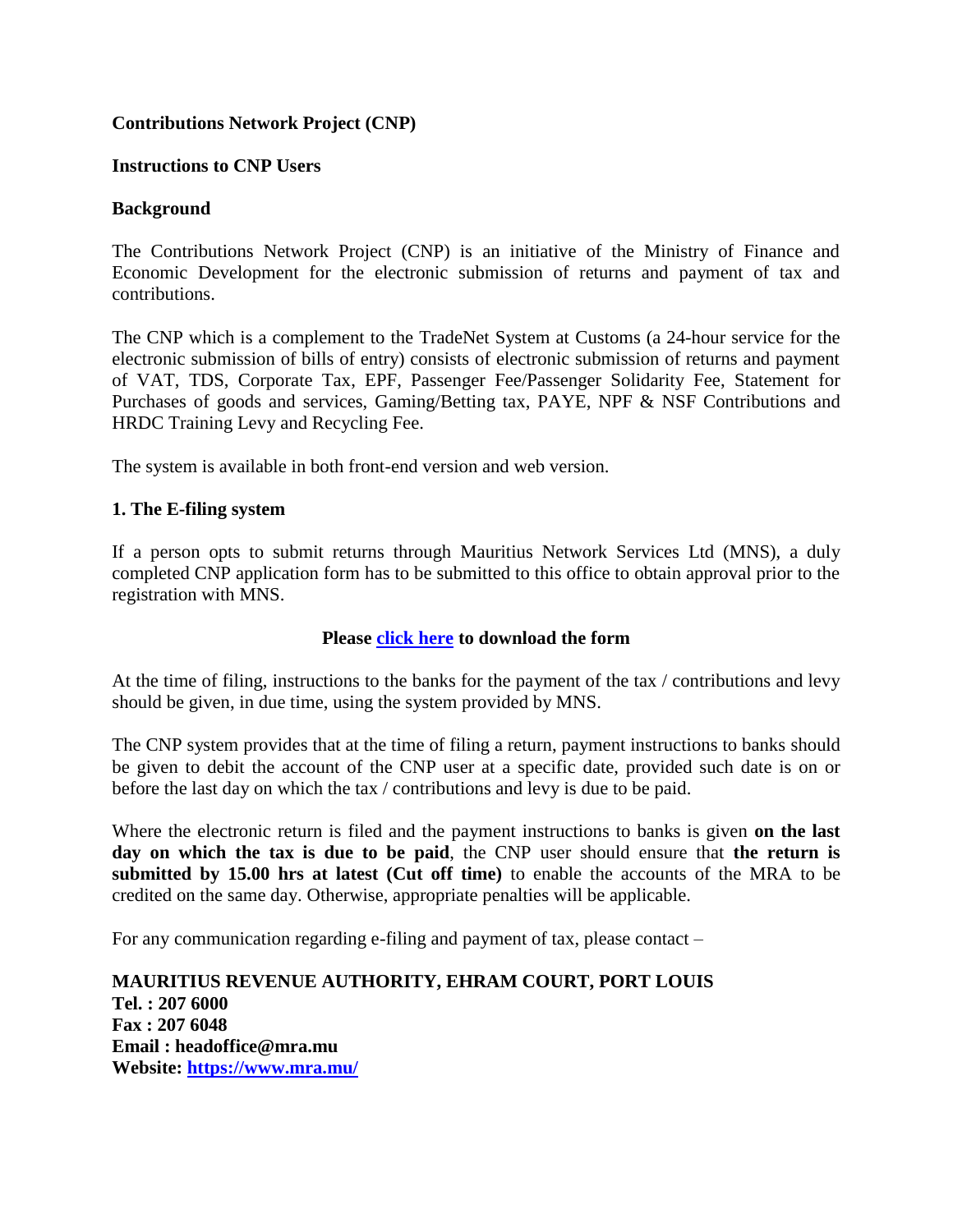**Contributions Network Project (CNP)**

**Instructions to CNP Users**

**Background**

The Contributions Network Project (CNP) is an initiative of the Ministry of Finance and Economic Development for the electronic submission of returns and payment of tax and contributions.

The CNP which is a complement to the TradeNet System at Customs (a 24-hour service for the electronic submission of bills of entry) consists of electronic submission of returns and payment of VAT, TDS, Corporate Tax, EPF, Passenger Fee/Passenger Solidarity Fee, Statement for Purchases of goods and services, Gaming/Betting tax, PAYE, NPF & NSF Contributions and HRDC Training Levy and Recycling Fee.

The system is available in both front-end version and web version.

**1. The E-filing system**

If a person opts to submit returns through Mauritius Network Services Ltd (MNS), a duly completed CNP application form has to be submitted to this office to obtain approval prior to the registration with MNS.

**Please [click here](#) to download the form**

At the time of filing, instructions to the banks for the payment of the tax / contributions and levy should be given, in due time, using the system provided by MNS.

The CNP system provides that at the time of filing a return, payment instructions to banks should be given to debit the account of the CNP user at a specific date, provided such date is on or before the last day on which the tax / contributions and levy is due to be paid.

Where the electronic return is filed and the payment instructions to banks is given **on the last day on which the tax is due to be paid**, the CNP user should ensure that **the return is submitted by 15.00 hrs at latest (Cut off time)** to enable the accounts of the MRA to be credited on the same day. Otherwise, appropriate penalties will be applicable.

For any communication regarding e-filing and payment of tax, please contact –

**MAURITIUS REVENUE AUTHORITY, EHRAM COURT, PORT LOUIS**
**Tel. : 207 6000**
**Fax : 207 6048**
**Email : headoffice@mra.mu**
**Website: [https://www.mra.mu/](https://www.mra.mu/)**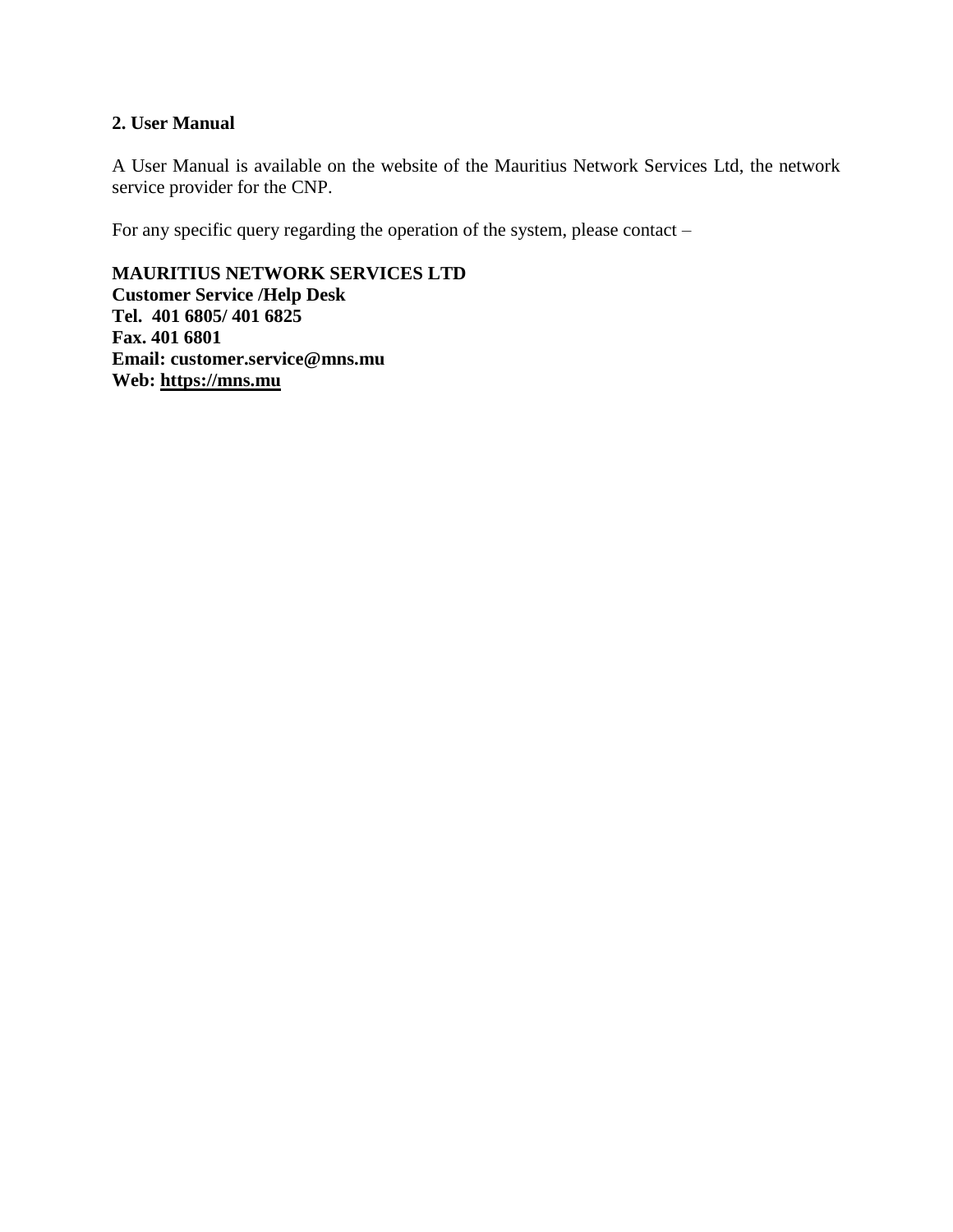## 2. User Manual

A User Manual is available on the website of the Mauritius Network Services Ltd, the network service provider for the CNP.

For any specific query regarding the operation of the system, please contact –

**MAURITIUS NETWORK SERVICES LTD**
**Customer Service /Help Desk**
**Tel. 401 6805/ 401 6825**
**Fax. 401 6801**
**Email: customer.service@mns.mu**
**Web: https://mns.mu**